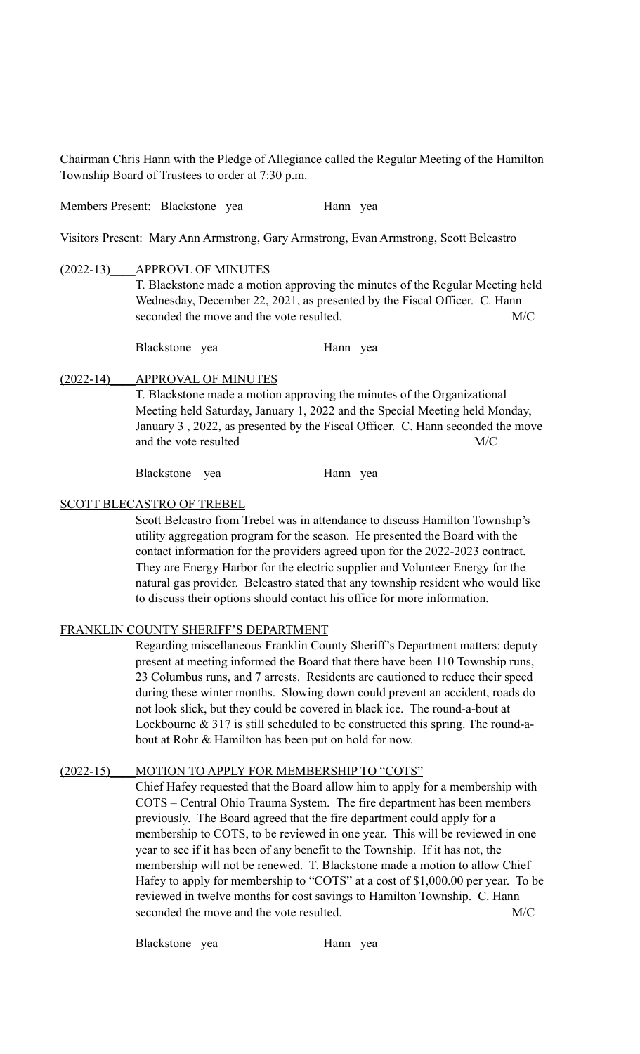Chairman Chris Hann with the Pledge of Allegiance called the Regular Meeting of the Hamilton Township Board of Trustees to order at 7:30 p.m.

Members Present: Blackstone yea Hann yea

Visitors Present: Mary Ann Armstrong, Gary Armstrong, Evan Armstrong, Scott Belcastro

(2022-13) APPROVL OF MINUTES

T. Blackstone made a motion approving the minutes of the Regular Meeting held Wednesday, December 22, 2021, as presented by the Fiscal Officer. C. Hann seconded the move and the vote resulted. M/C

Blackstone yea Hann yea

(2022-14) APPROVAL OF MINUTES

T. Blackstone made a motion approving the minutes of the Organizational Meeting held Saturday, January 1, 2022 and the Special Meeting held Monday, January 3 , 2022, as presented by the Fiscal Officer. C. Hann seconded the move and the vote resulted M/C

Blackstone yea Hann yea

SCOTT BLECASTRO OF TREBEL

Scott Belcastro from Trebel was in attendance to discuss Hamilton Township's utility aggregation program for the season. He presented the Board with the contact information for the providers agreed upon for the 2022-2023 contract. They are Energy Harbor for the electric supplier and Volunteer Energy for the natural gas provider. Belcastro stated that any township resident who would like to discuss their options should contact his office for more information.

FRANKLIN COUNTY SHERIFF'S DEPARTMENT

Regarding miscellaneous Franklin County Sheriff's Department matters: deputy present at meeting informed the Board that there have been 110 Township runs, 23 Columbus runs, and 7 arrests. Residents are cautioned to reduce their speed during these winter months. Slowing down could prevent an accident, roads do not look slick, but they could be covered in black ice. The round-a-bout at Lockbourne & 317 is still scheduled to be constructed this spring. The round-a-bout at Rohr & Hamilton has been put on hold for now.

(2022-15) MOTION TO APPLY FOR MEMBERSHIP TO "COTS"

Chief Hafey requested that the Board allow him to apply for a membership with COTS – Central Ohio Trauma System. The fire department has been members previously. The Board agreed that the fire department could apply for a membership to COTS, to be reviewed in one year. This will be reviewed in one year to see if it has been of any benefit to the Township. If it has not, the membership will not be renewed. T. Blackstone made a motion to allow Chief Hafey to apply for membership to "COTS" at a cost of $1,000.00 per year. To be reviewed in twelve months for cost savings to Hamilton Township. C. Hann seconded the move and the vote resulted. M/C

Blackstone yea Hann yea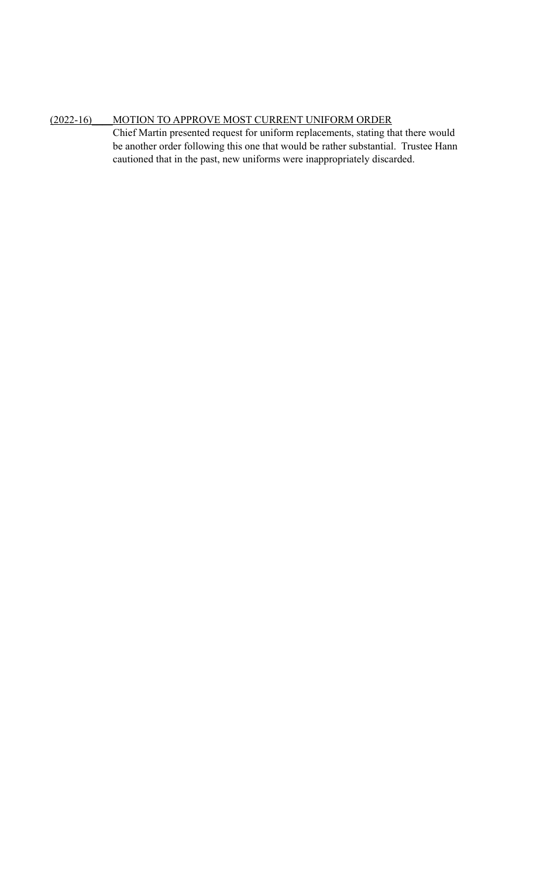(2022-16) MOTION TO APPROVE MOST CURRENT UNIFORM ORDER

Chief Martin presented request for uniform replacements, stating that there would be another order following this one that would be rather substantial. Trustee Hann cautioned that in the past, new uniforms were inappropriately discarded.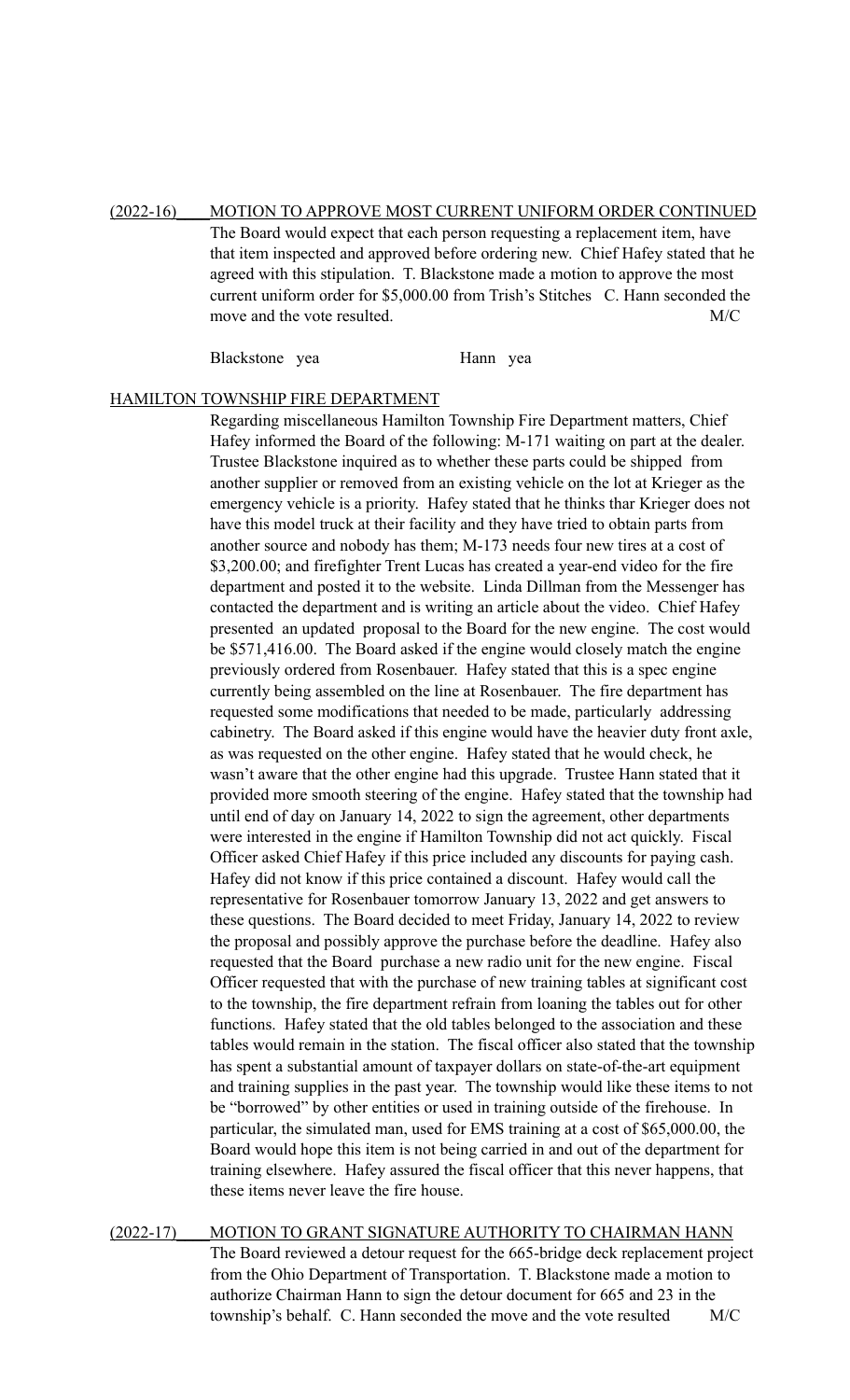(2022-16) MOTION TO APPROVE MOST CURRENT UNIFORM ORDER CONTINUED

The Board would expect that each person requesting a replacement item, have that item inspected and approved before ordering new. Chief Hafey stated that he agreed with this stipulation. T. Blackstone made a motion to approve the most current uniform order for $5,000.00 from Trish's Stitches C. Hann seconded the move and the vote resulted. M/C

Blackstone yea Hann yea

HAMILTON TOWNSHIP FIRE DEPARTMENT

Regarding miscellaneous Hamilton Township Fire Department matters, Chief Hafey informed the Board of the following: M-171 waiting on part at the dealer. Trustee Blackstone inquired as to whether these parts could be shipped from another supplier or removed from an existing vehicle on the lot at Krieger as the emergency vehicle is a priority. Hafey stated that he thinks thar Krieger does not have this model truck at their facility and they have tried to obtain parts from another source and nobody has them; M-173 needs four new tires at a cost of $3,200.00; and firefighter Trent Lucas has created a year-end video for the fire department and posted it to the website. Linda Dillman from the Messenger has contacted the department and is writing an article about the video. Chief Hafey presented an updated proposal to the Board for the new engine. The cost would be $571,416.00. The Board asked if the engine would closely match the engine previously ordered from Rosenbauer. Hafey stated that this is a spec engine currently being assembled on the line at Rosenbauer. The fire department has requested some modifications that needed to be made, particularly addressing cabinetry. The Board asked if this engine would have the heavier duty front axle, as was requested on the other engine. Hafey stated that he would check, he wasn't aware that the other engine had this upgrade. Trustee Hann stated that it provided more smooth steering of the engine. Hafey stated that the township had until end of day on January 14, 2022 to sign the agreement, other departments were interested in the engine if Hamilton Township did not act quickly. Fiscal Officer asked Chief Hafey if this price included any discounts for paying cash. Hafey did not know if this price contained a discount. Hafey would call the representative for Rosenbauer tomorrow January 13, 2022 and get answers to these questions. The Board decided to meet Friday, January 14, 2022 to review the proposal and possibly approve the purchase before the deadline. Hafey also requested that the Board purchase a new radio unit for the new engine. Fiscal Officer requested that with the purchase of new training tables at significant cost to the township, the fire department refrain from loaning the tables out for other functions. Hafey stated that the old tables belonged to the association and these tables would remain in the station. The fiscal officer also stated that the township has spent a substantial amount of taxpayer dollars on state-of-the-art equipment and training supplies in the past year. The township would like these items to not be "borrowed" by other entities or used in training outside of the firehouse. In particular, the simulated man, used for EMS training at a cost of $65,000.00, the Board would hope this item is not being carried in and out of the department for training elsewhere. Hafey assured the fiscal officer that this never happens, that these items never leave the fire house.

(2022-17) MOTION TO GRANT SIGNATURE AUTHORITY TO CHAIRMAN HANN

The Board reviewed a detour request for the 665-bridge deck replacement project from the Ohio Department of Transportation. T. Blackstone made a motion to authorize Chairman Hann to sign the detour document for 665 and 23 in the township's behalf. C. Hann seconded the move and the vote resulted M/C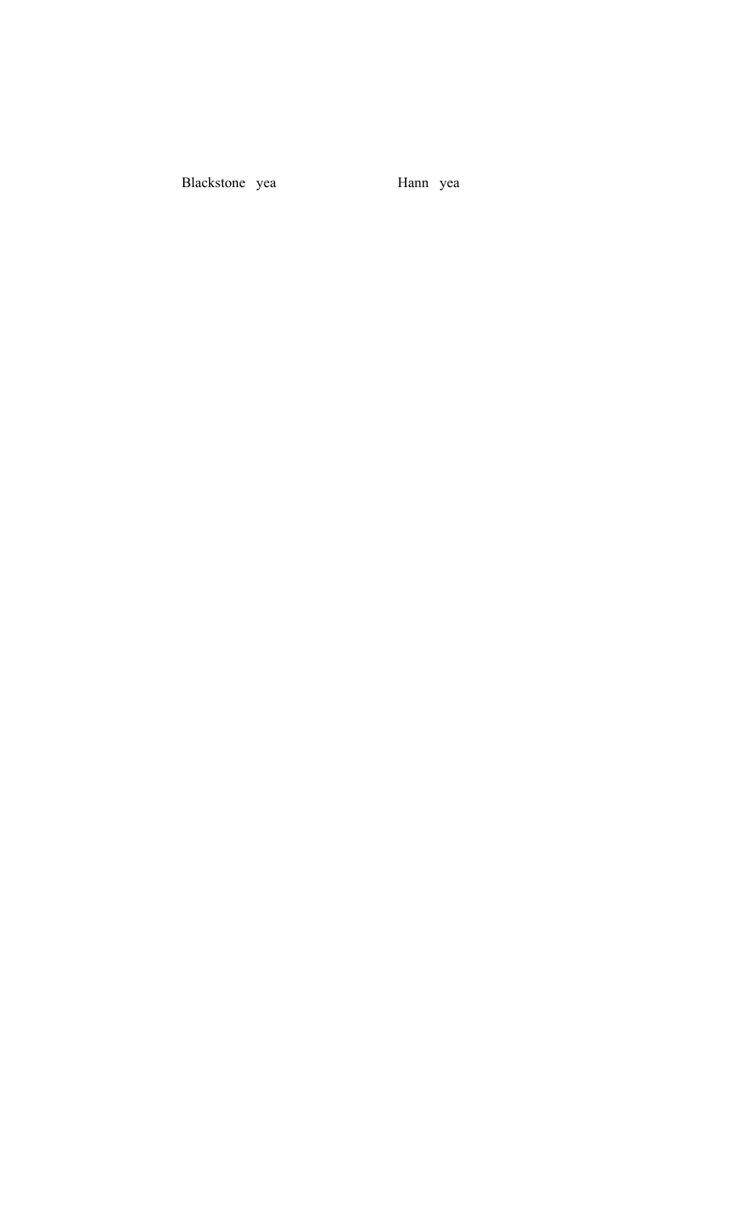Blackstone yea Hann yea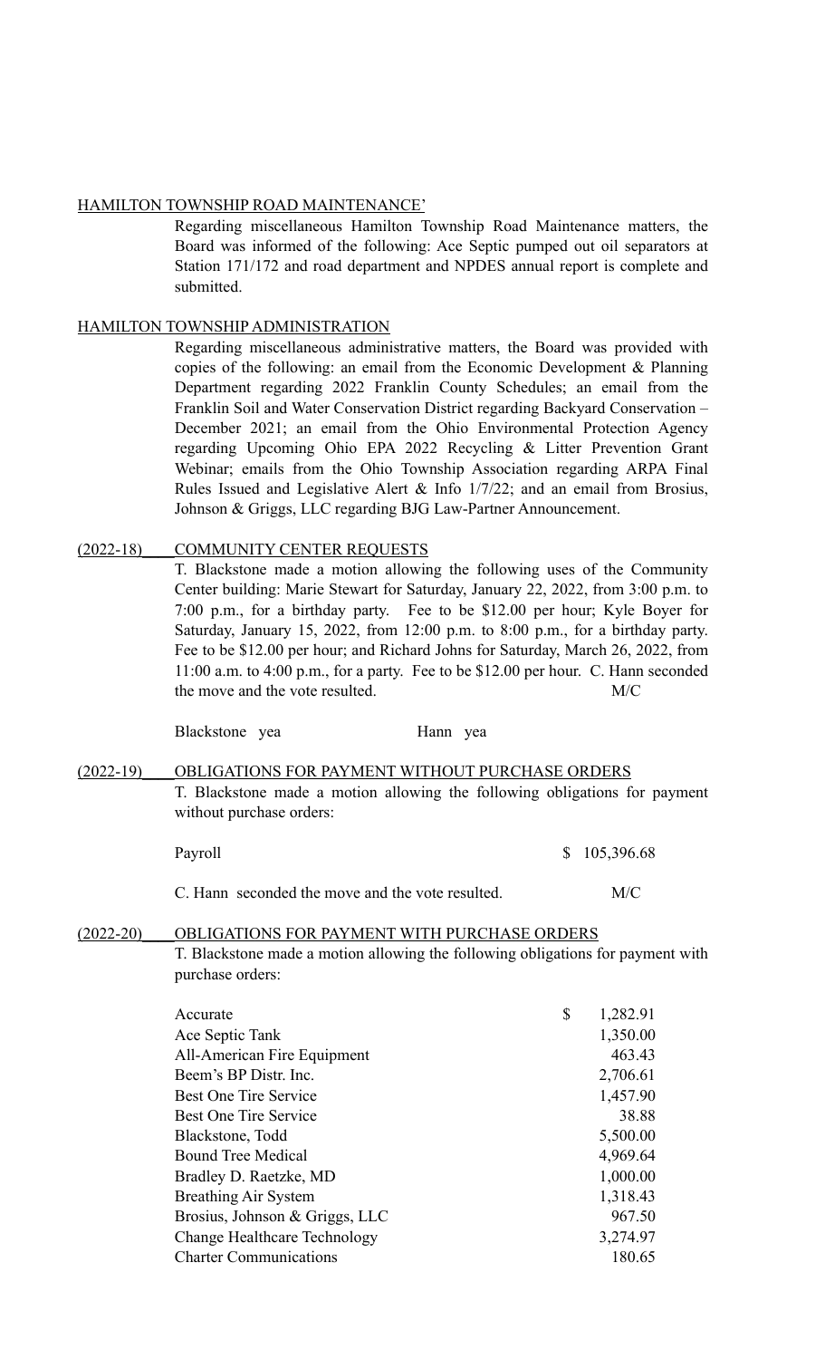HAMILTON TOWNSHIP ROAD MAINTENANCE'

Regarding miscellaneous Hamilton Township Road Maintenance matters, the Board was informed of the following: Ace Septic pumped out oil separators at Station 171/172 and road department and NPDES annual report is complete and submitted.

HAMILTON TOWNSHIP ADMINISTRATION

Regarding miscellaneous administrative matters, the Board was provided with copies of the following: an email from the Economic Development & Planning Department regarding 2022 Franklin County Schedules; an email from the Franklin Soil and Water Conservation District regarding Backyard Conservation – December 2021; an email from the Ohio Environmental Protection Agency regarding Upcoming Ohio EPA 2022 Recycling & Litter Prevention Grant Webinar; emails from the Ohio Township Association regarding ARPA Final Rules Issued and Legislative Alert & Info 1/7/22; and an email from Brosius, Johnson & Griggs, LLC regarding BJG Law-Partner Announcement.

(2022-18) COMMUNITY CENTER REQUESTS

T. Blackstone made a motion allowing the following uses of the Community Center building: Marie Stewart for Saturday, January 22, 2022, from 3:00 p.m. to 7:00 p.m., for a birthday party. Fee to be $12.00 per hour; Kyle Boyer for Saturday, January 15, 2022, from 12:00 p.m. to 8:00 p.m., for a birthday party. Fee to be $12.00 per hour; and Richard Johns for Saturday, March 26, 2022, from 11:00 a.m. to 4:00 p.m., for a party. Fee to be $12.00 per hour. C. Hann seconded the move and the vote resulted. M/C

Blackstone yea Hann yea

(2022-19) OBLIGATIONS FOR PAYMENT WITHOUT PURCHASE ORDERS

T. Blackstone made a motion allowing the following obligations for payment without purchase orders:

| | |
|---|---|
| Payroll | $ 105,396.68 |

C. Hann seconded the move and the vote resulted. M/C

(2022-20) OBLIGATIONS FOR PAYMENT WITH PURCHASE ORDERS

T. Blackstone made a motion allowing the following obligations for payment with purchase orders:

| | |
|---|---|
| Accurate | $ 1,282.91 |
| Ace Septic Tank | 1,350.00 |
| All-American Fire Equipment | 463.43 |
| Beem's BP Distr. Inc. | 2,706.61 |
| Best One Tire Service | 1,457.90 |
| Best One Tire Service | 38.88 |
| Blackstone, Todd | 5,500.00 |
| Bound Tree Medical | 4,969.64 |
| Bradley D. Raetzke, MD | 1,000.00 |
| Breathing Air System | 1,318.43 |
| Brosius, Johnson & Griggs, LLC | 967.50 |
| Change Healthcare Technology | 3,274.97 |
| Charter Communications | 180.65 |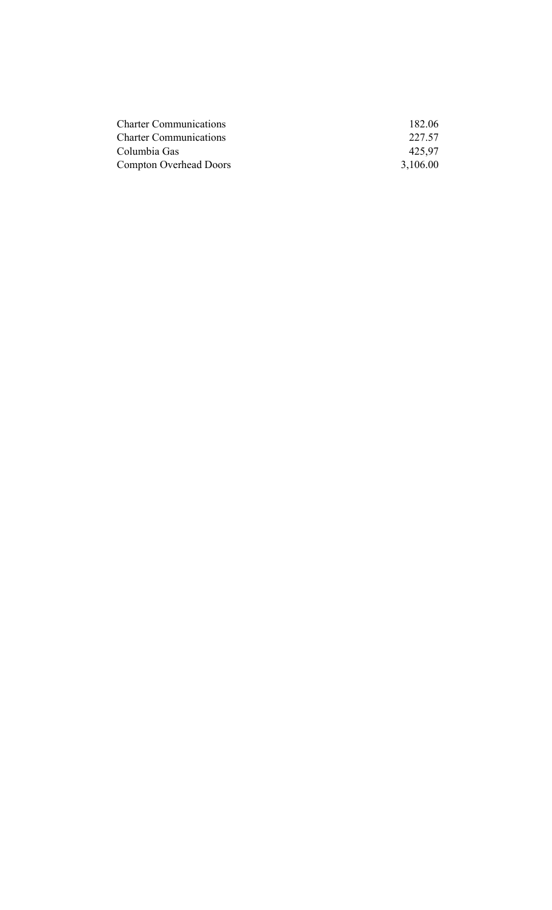| | |
|---|---|
| Charter Communications | 182.06 |
| Charter Communications | 227.57 |
| Columbia Gas | 425,97 |
| Compton Overhead Doors | 3,106.00 |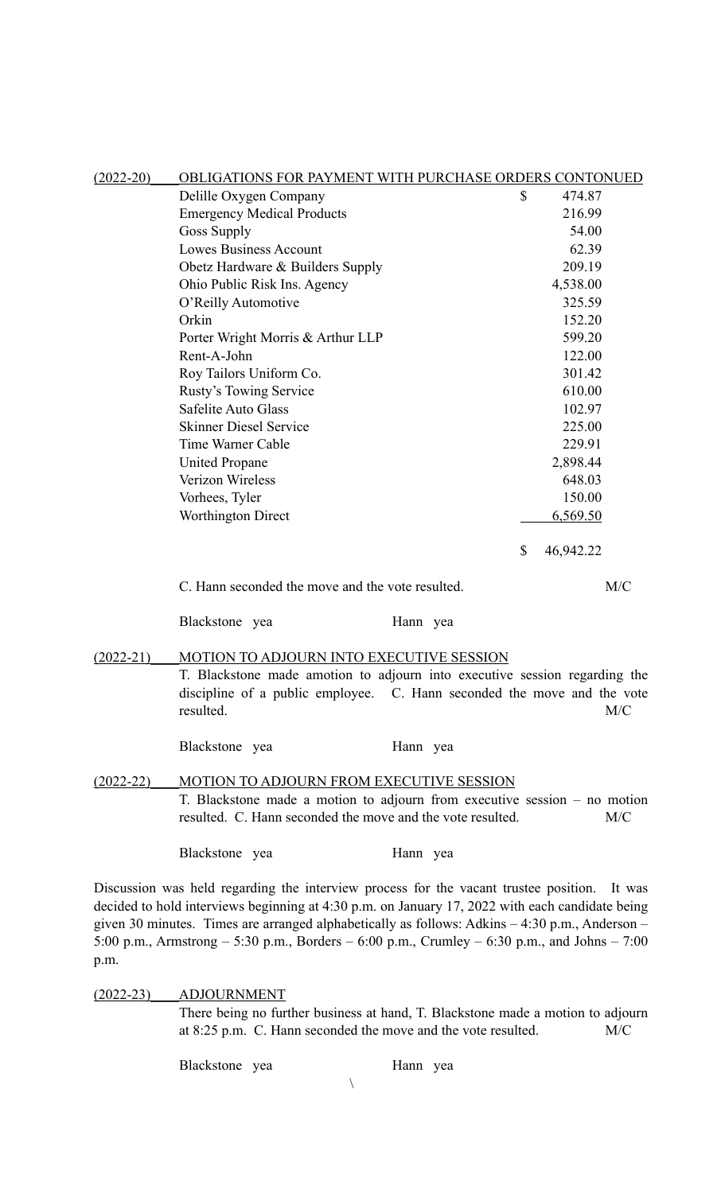(2022-20) OBLIGATIONS FOR PAYMENT WITH PURCHASE ORDERS CONTONUED

| Vendor | Amount |
|---|---|
| Delille Oxygen Company | $ 474.87 |
| Emergency Medical Products | 216.99 |
| Goss Supply | 54.00 |
| Lowes Business Account | 62.39 |
| Obetz Hardware & Builders Supply | 209.19 |
| Ohio Public Risk Ins. Agency | 4,538.00 |
| O'Reilly Automotive | 325.59 |
| Orkin | 152.20 |
| Porter Wright Morris & Arthur LLP | 599.20 |
| Rent-A-John | 122.00 |
| Roy Tailors Uniform Co. | 301.42 |
| Rusty's Towing Service | 610.00 |
| Safelite Auto Glass | 102.97 |
| Skinner Diesel Service | 225.00 |
| Time Warner Cable | 229.91 |
| United Propane | 2,898.44 |
| Verizon Wireless | 648.03 |
| Vorhees, Tyler | 150.00 |
| Worthington Direct | 6,569.50 |
| | $ 46,942.22 |

C. Hann seconded the move and the vote resulted. M/C

Blackstone yea Hann yea

(2022-21) MOTION TO ADJOURN INTO EXECUTIVE SESSION

T. Blackstone made amotion to adjourn into executive session regarding the discipline of a public employee. C. Hann seconded the move and the vote resulted. M/C

Blackstone yea Hann yea

(2022-22) MOTION TO ADJOURN FROM EXECUTIVE SESSION

T. Blackstone made a motion to adjourn from executive session – no motion resulted. C. Hann seconded the move and the vote resulted. M/C

Blackstone yea Hann yea

Discussion was held regarding the interview process for the vacant trustee position. It was decided to hold interviews beginning at 4:30 p.m. on January 17, 2022 with each candidate being given 30 minutes. Times are arranged alphabetically as follows: Adkins – 4:30 p.m., Anderson – 5:00 p.m., Armstrong – 5:30 p.m., Borders – 6:00 p.m., Crumley – 6:30 p.m., and Johns – 7:00 p.m.

(2022-23) ADJOURNMENT

There being no further business at hand, T. Blackstone made a motion to adjourn at 8:25 p.m. C. Hann seconded the move and the vote resulted. M/C

Blackstone yea Hann yea

\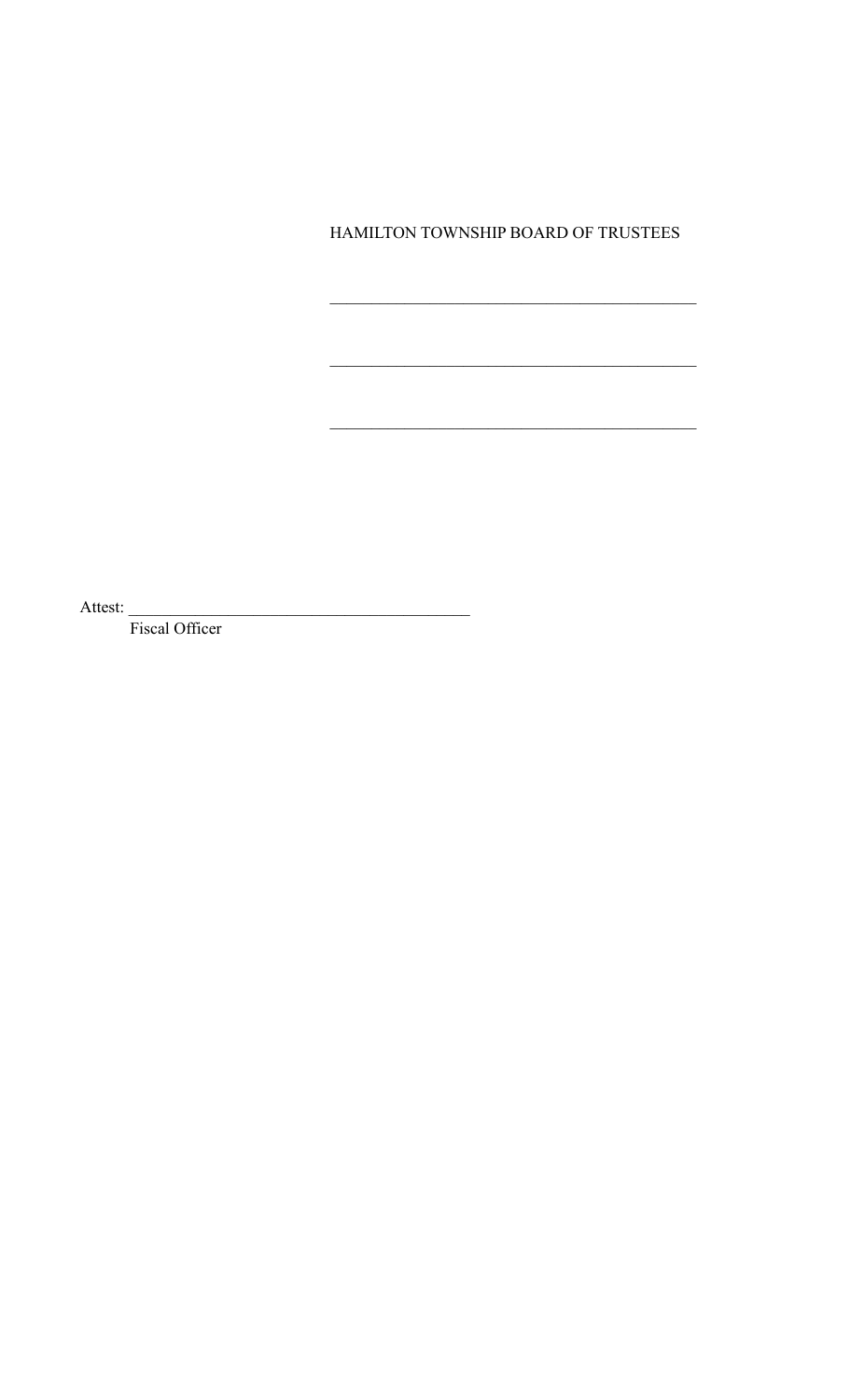HAMILTON TOWNSHIP BOARD OF TRUSTEES

\_\_\_\_\_\_\_\_\_\_\_\_\_\_\_\_\_\_\_\_\_\_\_\_\_\_\_\_\_\_\_\_\_\_\_\_\_\_\_\_\_\_\_\_

\_\_\_\_\_\_\_\_\_\_\_\_\_\_\_\_\_\_\_\_\_\_\_\_\_\_\_\_\_\_\_\_\_\_\_\_\_\_\_\_\_\_\_\_

\_\_\_\_\_\_\_\_\_\_\_\_\_\_\_\_\_\_\_\_\_\_\_\_\_\_\_\_\_\_\_\_\_\_\_\_\_\_\_\_\_\_\_\_

Attest: \_\_\_\_\_\_\_\_\_\_\_\_\_\_\_\_\_\_\_\_\_\_\_\_\_\_\_\_\_\_\_\_\_\_\_\_\_\_\_\_\_

Fiscal Officer